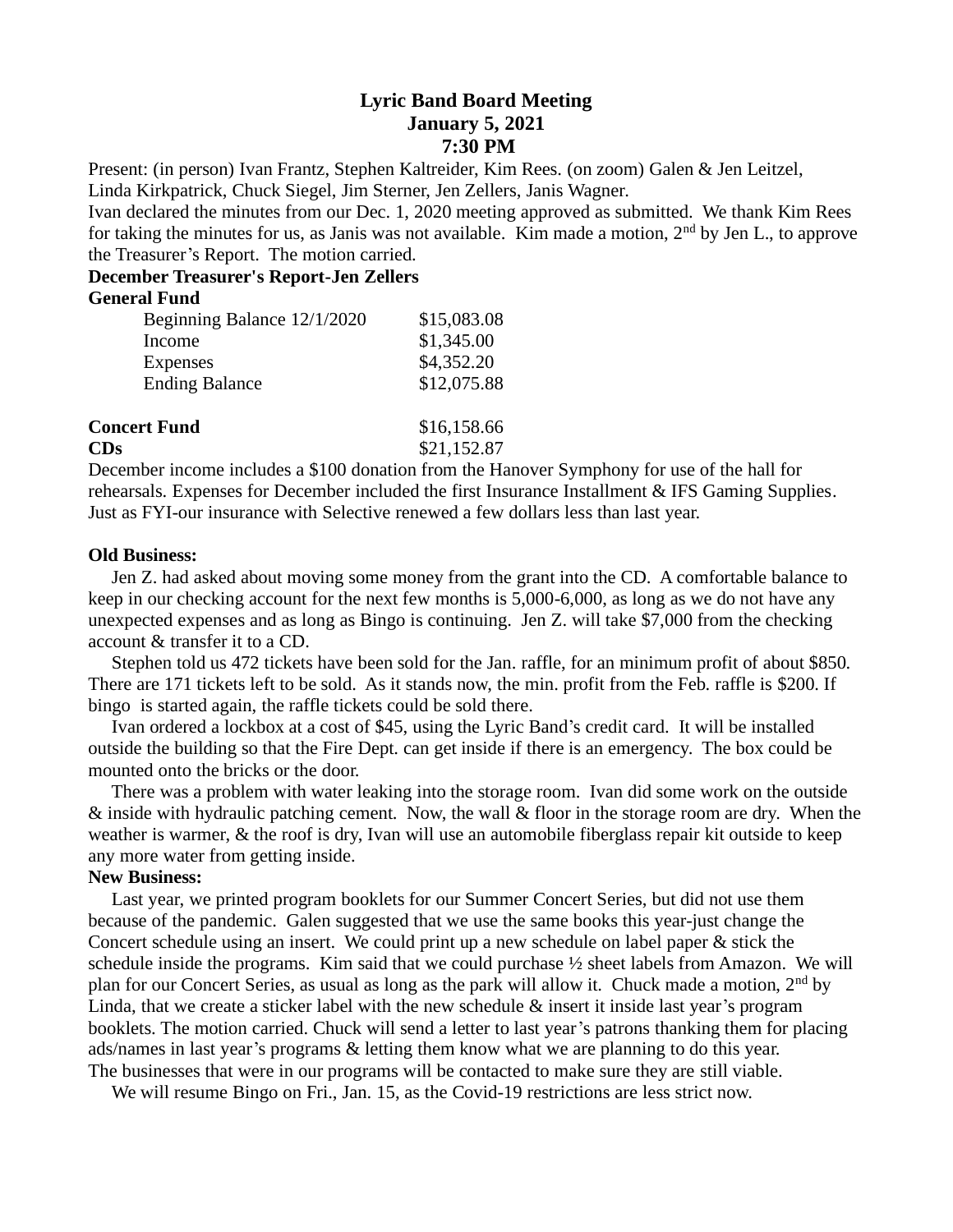# Lyric Band Board Meeting
## January 5, 2021
## 7:30 PM

Present: (in person) Ivan Frantz, Stephen Kaltreider, Kim Rees. (on zoom) Galen & Jen Leitzel, Linda Kirkpatrick, Chuck Siegel, Jim Sterner, Jen Zellers, Janis Wagner.

Ivan declared the minutes from our Dec. 1, 2020 meeting approved as submitted. We thank Kim Rees for taking the minutes for us, as Janis was not available. Kim made a motion, 2nd by Jen L., to approve the Treasurer's Report. The motion carried.

**December Treasurer's Report-Jen Zellers**

**General Fund**

| | |
|---|---|
| Beginning Balance 12/1/2020 | $15,083.08 |
| Income | $1,345.00 |
| Expenses | $4,352.20 |
| Ending Balance | $12,075.88 |

| | |
|---|---|
| **Concert Fund** | $16,158.66 |
| **CDs** | $21,152.87 |

December income includes a $100 donation from the Hanover Symphony for use of the hall for rehearsals. Expenses for December included the first Insurance Installment & IFS Gaming Supplies. Just as FYI-our insurance with Selective renewed a few dollars less than last year.

**Old Business:**

Jen Z. had asked about moving some money from the grant into the CD. A comfortable balance to keep in our checking account for the next few months is 5,000-6,000, as long as we do not have any unexpected expenses and as long as Bingo is continuing. Jen Z. will take $7,000 from the checking account & transfer it to a CD.

Stephen told us 472 tickets have been sold for the Jan. raffle, for an minimum profit of about $850. There are 171 tickets left to be sold. As it stands now, the min. profit from the Feb. raffle is $200. If bingo is started again, the raffle tickets could be sold there.

Ivan ordered a lockbox at a cost of $45, using the Lyric Band's credit card. It will be installed outside the building so that the Fire Dept. can get inside if there is an emergency. The box could be mounted onto the bricks or the door.

There was a problem with water leaking into the storage room. Ivan did some work on the outside & inside with hydraulic patching cement. Now, the wall & floor in the storage room are dry. When the weather is warmer, & the roof is dry, Ivan will use an automobile fiberglass repair kit outside to keep any more water from getting inside.

**New Business:**

Last year, we printed program booklets for our Summer Concert Series, but did not use them because of the pandemic. Galen suggested that we use the same books this year-just change the Concert schedule using an insert. We could print up a new schedule on label paper & stick the schedule inside the programs. Kim said that we could purchase ½ sheet labels from Amazon. We will plan for our Concert Series, as usual as long as the park will allow it. Chuck made a motion, 2nd by Linda, that we create a sticker label with the new schedule & insert it inside last year's program booklets. The motion carried. Chuck will send a letter to last year's patrons thanking them for placing ads/names in last year's programs & letting them know what we are planning to do this year. The businesses that were in our programs will be contacted to make sure they are still viable.

We will resume Bingo on Fri., Jan. 15, as the Covid-19 restrictions are less strict now.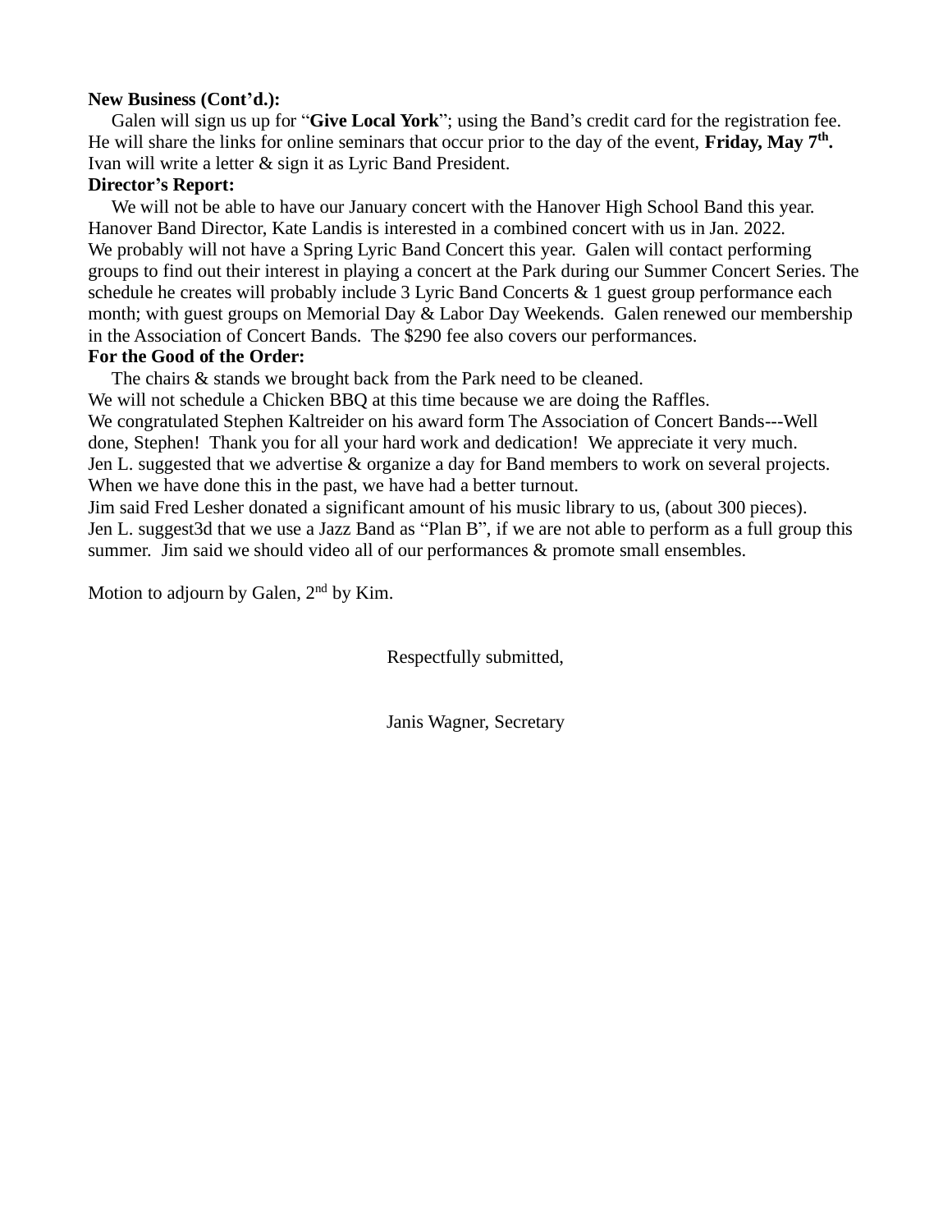**New Business (Cont'd.):**

Galen will sign us up for "**Give Local York**"; using the Band's credit card for the registration fee. He will share the links for online seminars that occur prior to the day of the event, **Friday, May 7th.** Ivan will write a letter & sign it as Lyric Band President.

**Director's Report:**

We will not be able to have our January concert with the Hanover High School Band this year. Hanover Band Director, Kate Landis is interested in a combined concert with us in Jan. 2022.
We probably will not have a Spring Lyric Band Concert this year. Galen will contact performing groups to find out their interest in playing a concert at the Park during our Summer Concert Series. The schedule he creates will probably include 3 Lyric Band Concerts & 1 guest group performance each month; with guest groups on Memorial Day & Labor Day Weekends. Galen renewed our membership in the Association of Concert Bands. The $290 fee also covers our performances.

**For the Good of the Order:**

The chairs & stands we brought back from the Park need to be cleaned.
We will not schedule a Chicken BBQ at this time because we are doing the Raffles.
We congratulated Stephen Kaltreider on his award form The Association of Concert Bands---Well done, Stephen! Thank you for all your hard work and dedication! We appreciate it very much.
Jen L. suggested that we advertise & organize a day for Band members to work on several projects. When we have done this in the past, we have had a better turnout.
Jim said Fred Lesher donated a significant amount of his music library to us, (about 300 pieces).
Jen L. suggest3d that we use a Jazz Band as "Plan B", if we are not able to perform as a full group this summer. Jim said we should video all of our performances & promote small ensembles.

Motion to adjourn by Galen, 2nd by Kim.

Respectfully submitted,

Janis Wagner, Secretary